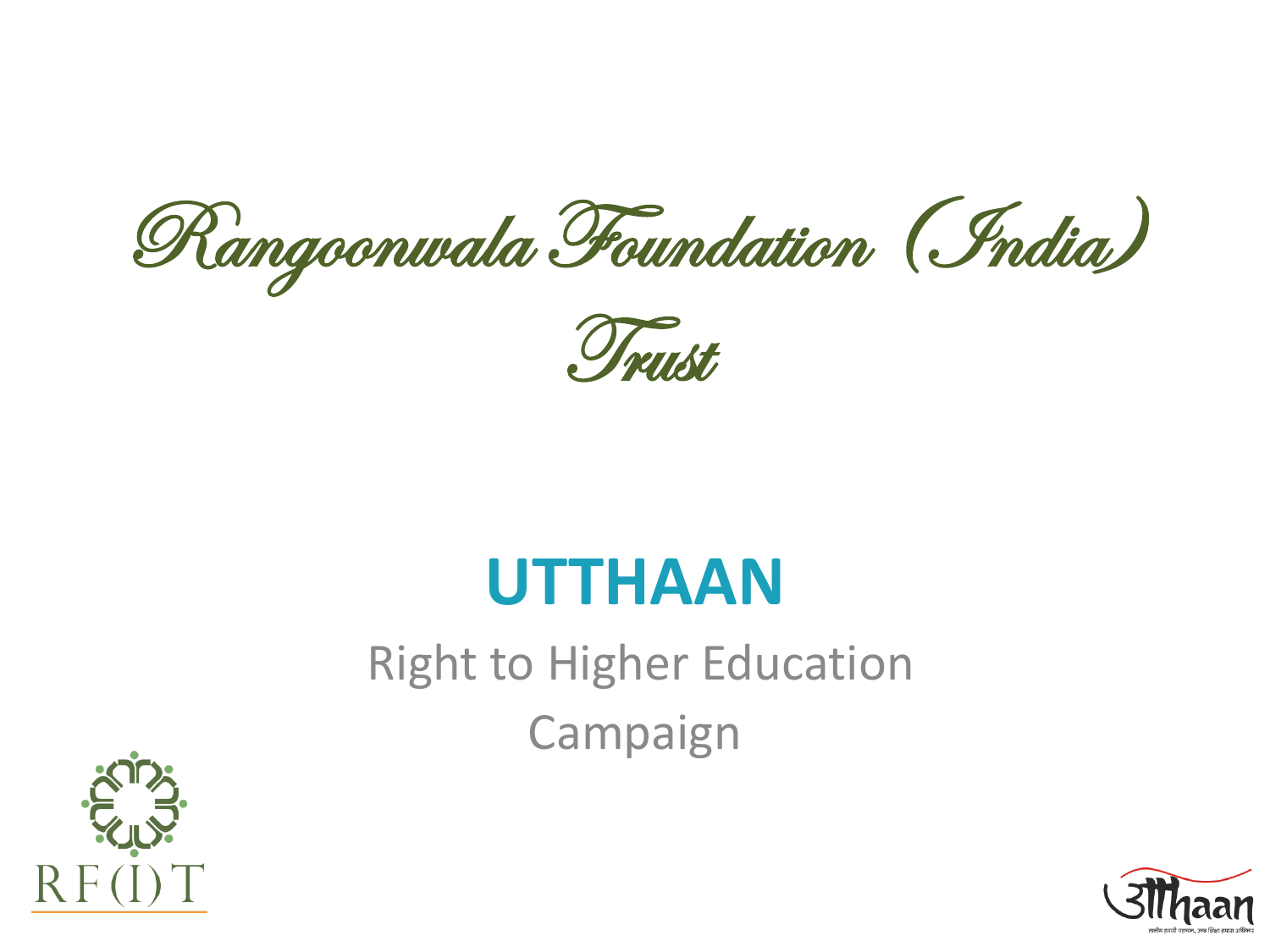# Rangoonwala Foundation (India) Trust

## UTTHAAN

Right to Higher Education

Campaign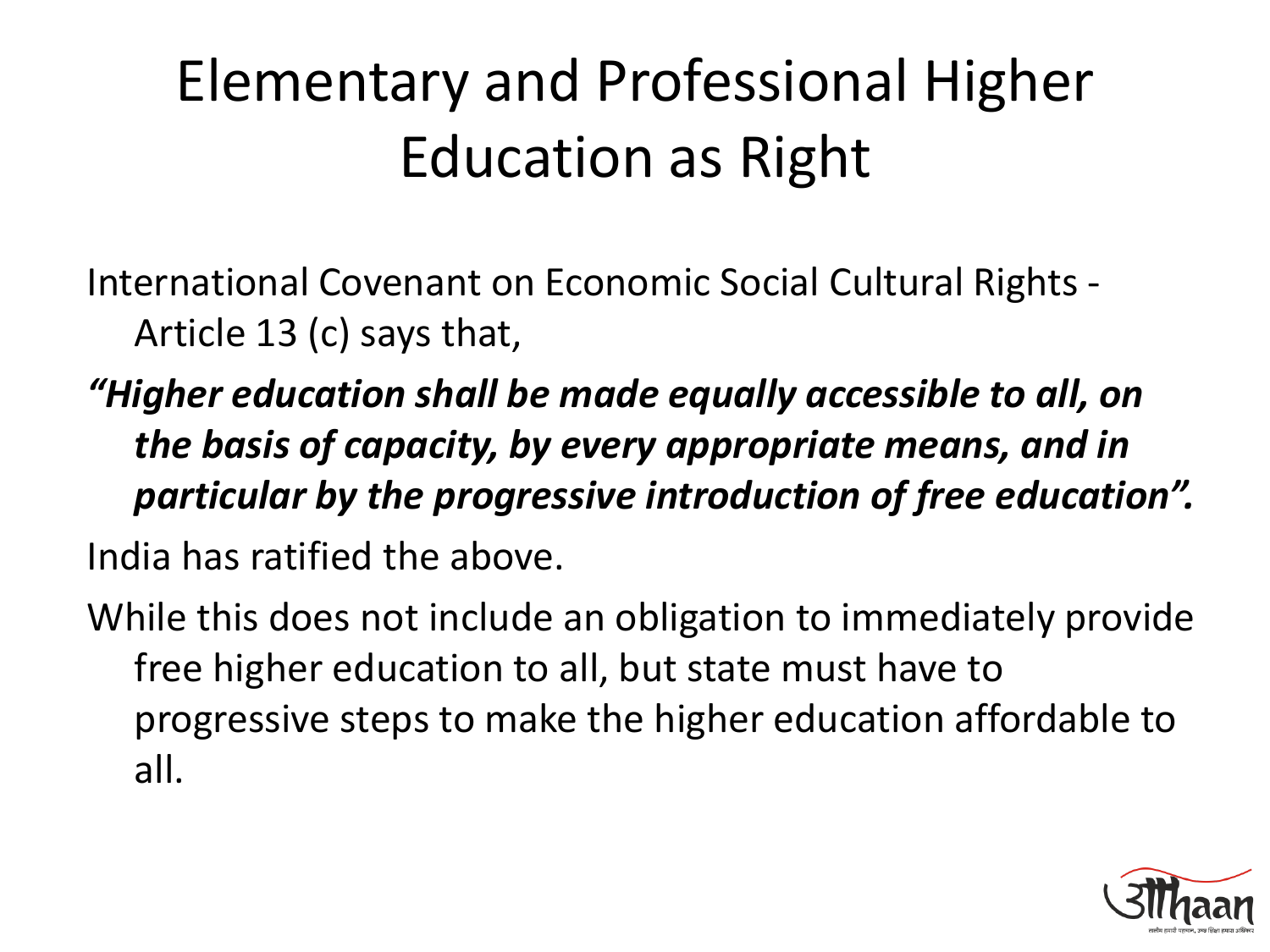# Elementary and Professional Higher Education as Right

International Covenant on Economic Social Cultural Rights - Article 13 (c) says that,

***"Higher education shall be made equally accessible to all, on the basis of capacity, by every appropriate means, and in particular by the progressive introduction of free education".***

India has ratified the above.

While this does not include an obligation to immediately provide free higher education to all, but state must have to progressive steps to make the higher education affordable to all.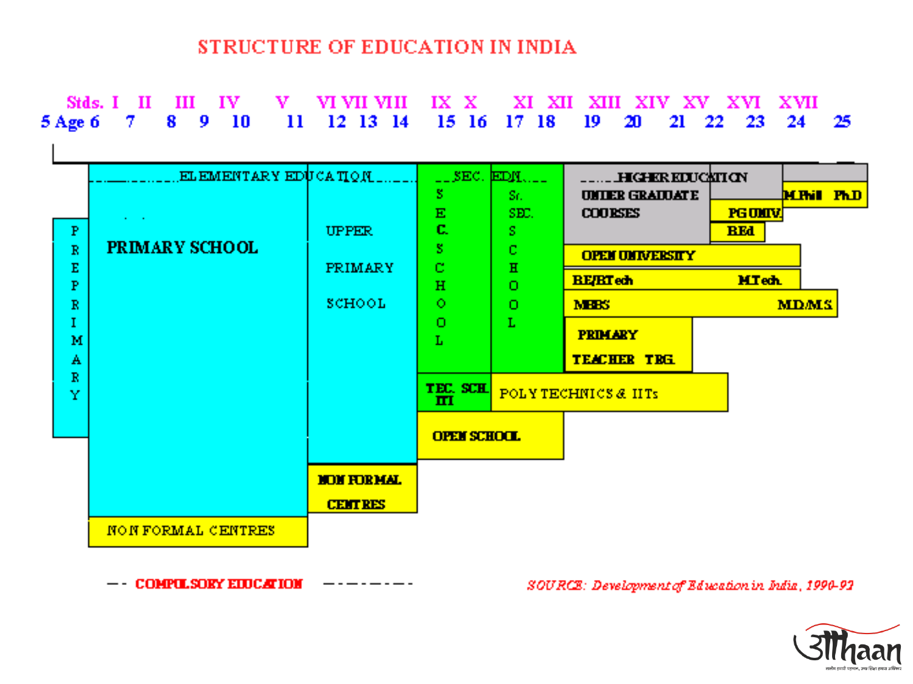# STRUCTURE OF EDUCATION IN INDIA

| Stds. | I | II | III | IV | V | VI | VII | VIII | IX | X | XI | XII | XIII | XIV | XV | XVI | XVII | |
|---|---|---|---|---|---|---|---|---|---|---|---|---|---|---|---|---|---|---|
| 5 Age 6 | 7 | 8 | 9 | 10 | 11 | 12 | 13 | 14 | 15 | 16 | 17 | 18 | 19 | 20 | 21 | 22 | 23 | 24 | 25 |

- PRE PRIMARY
- ELEMENTARY EDUCATION
  - PRIMARY SCHOOL
  - UPPER PRIMARY SCHOOL
  - NON FORMAL CENTRES
  - NON FORMAL CENTRES
- SEC. EDN.
  - SEC. SCHOOL
  - Sr. SEC. SCHOOL
  - TEC. SCH. ITI
  - OPEN SCHOOL
- HIGHER EDUCATION
  - UNDER GRADUATE COURSES
  - PG UNIV.
  - M.Phil Ph.D
  - B.Ed
  - OPEN UNIVERSITY
  - BE/BTech — MTech.
  - MBBS — MD/MS
  - PRIMARY TEACHER TRG.
  - POLY TECHNICS & IITs

-- COMPULSORY EDUCATION - - - - - -

*SOURCE: Development of Education in India, 1990-92*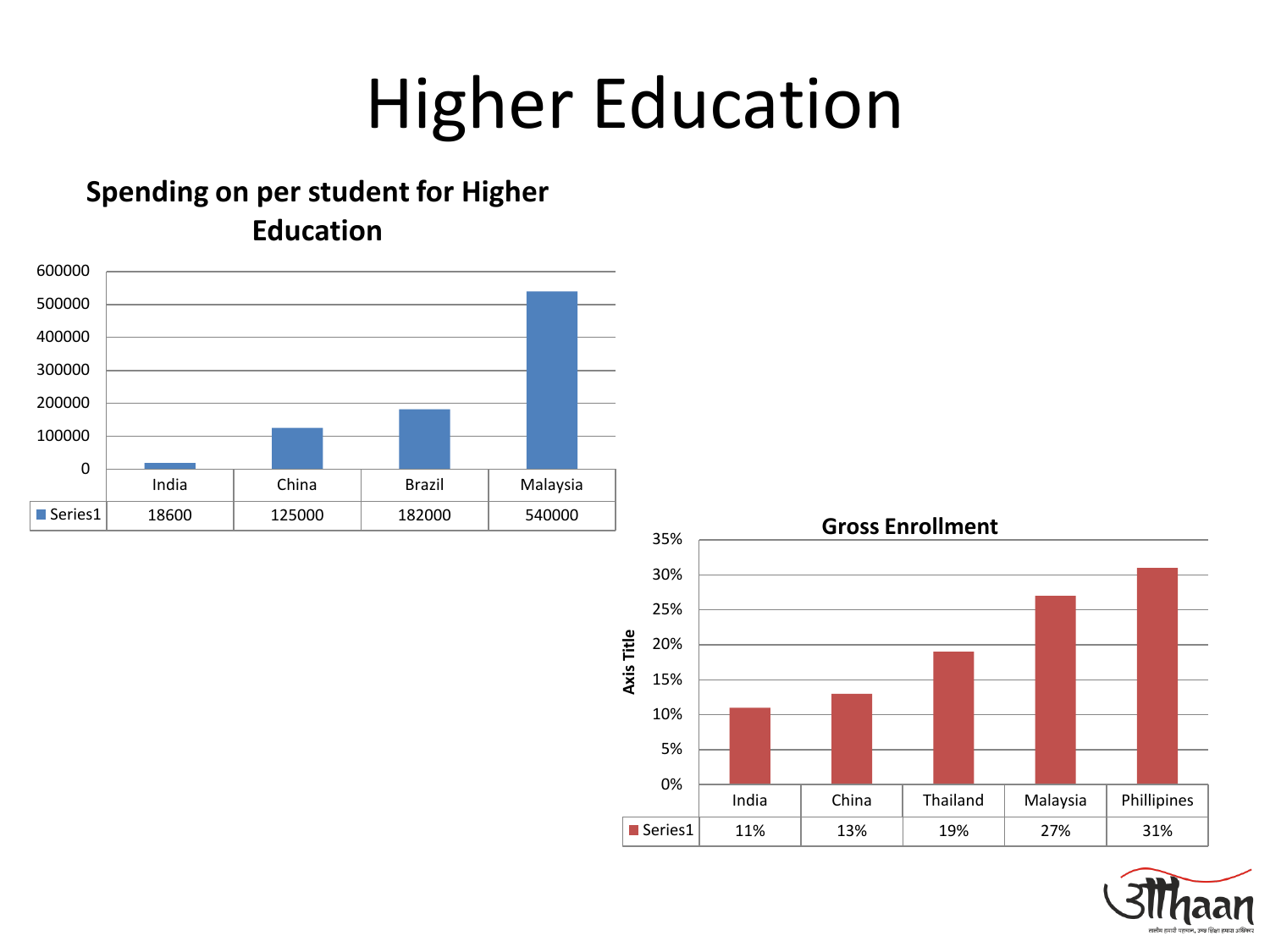# Higher Education

## Spending on per student for Higher Education

| | India | China | Brazil | Malaysia |
|---|---|---|---|---|
| Series1 | 18600 | 125000 | 182000 | 540000 |

## Gross Enrollment

| | India | China | Thailand | Malaysia | Phillipines |
|---|---|---|---|---|---|
| Series1 | 11% | 13% | 19% | 27% | 31% |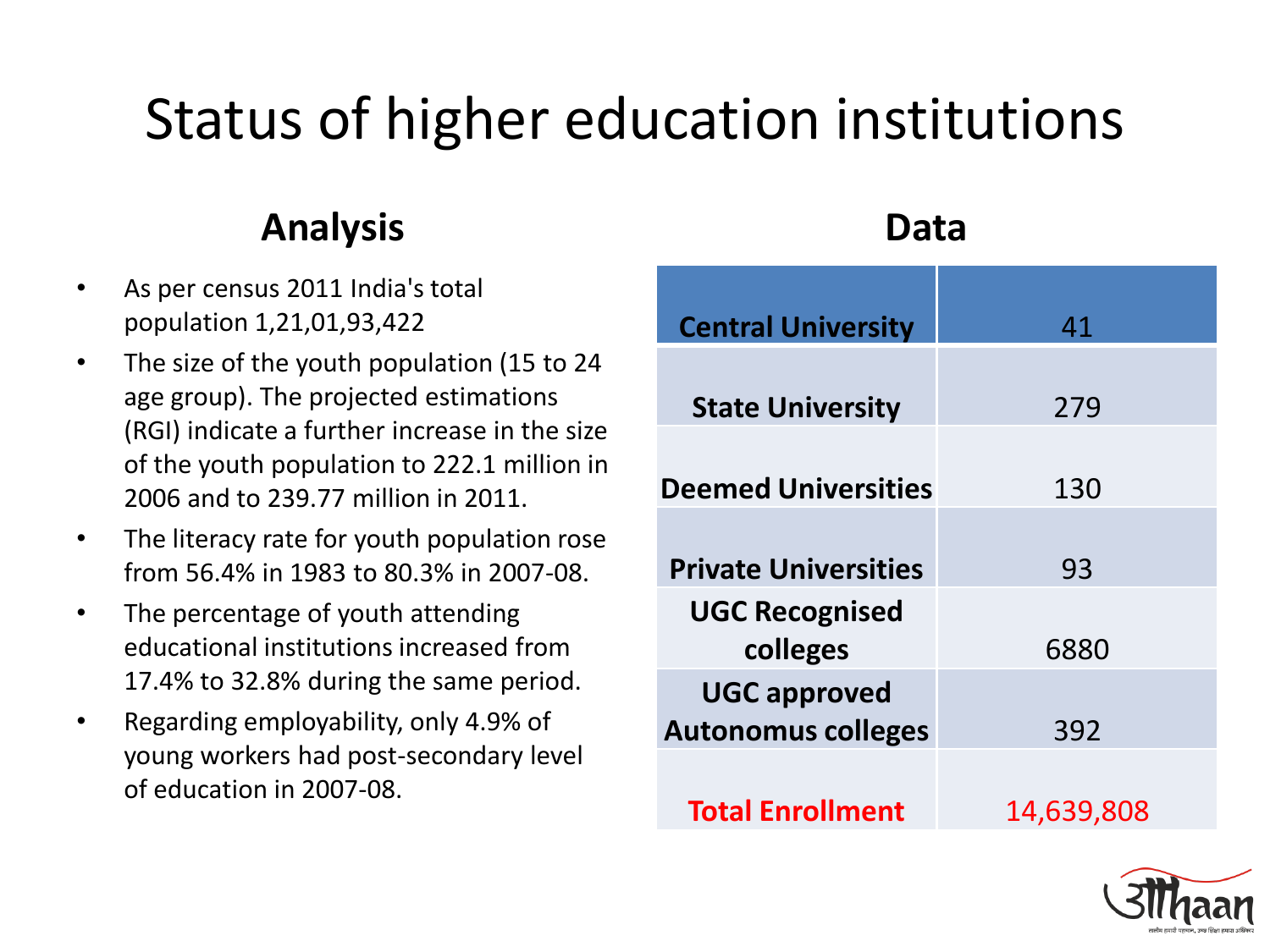# Status of higher education institutions

## Analysis

- As per census 2011 India's total population 1,21,01,93,422
- The size of the youth population (15 to 24 age group). The projected estimations (RGI) indicate a further increase in the size of the youth population to 222.1 million in 2006 and to 239.77 million in 2011.
- The literacy rate for youth population rose from 56.4% in 1983 to 80.3% in 2007-08.
- The percentage of youth attending educational institutions increased from 17.4% to 32.8% during the same period.
- Regarding employability, only 4.9% of young workers had post-secondary level of education in 2007-08.

## Data

| **Central University** | 41 |
|---|---|
| **State University** | 279 |
| **Deemed Universities** | 130 |
| **Private Universities** | 93 |
| **UGC Recognised colleges** | 6880 |
| **UGC approved Autonomus colleges** | 392 |
| **Total Enrollment** | 14,639,808 |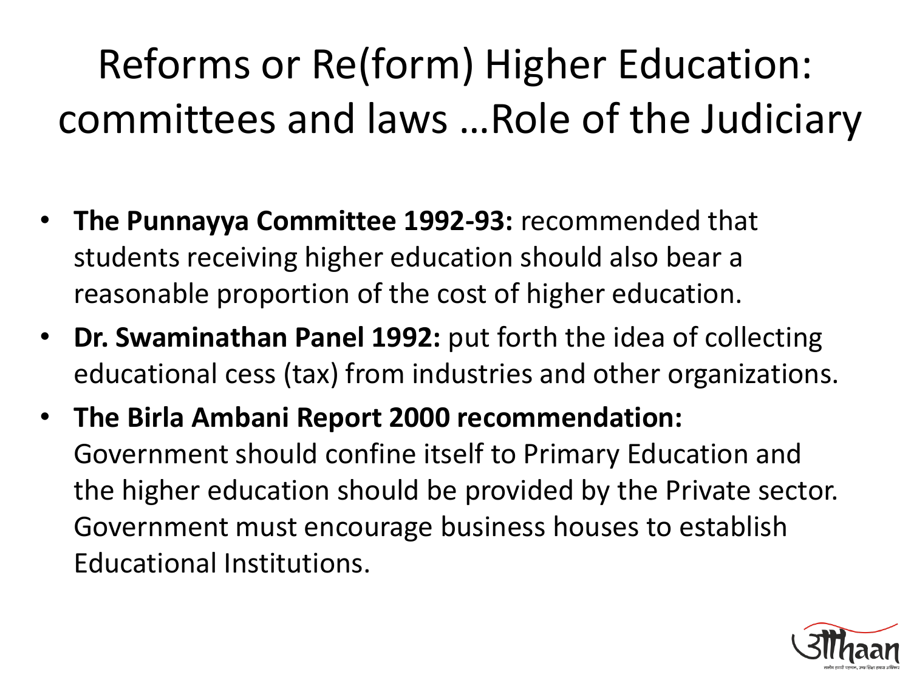# Reforms or Re(form) Higher Education: committees and laws …Role of the Judiciary

- **The Punnayya Committee 1992-93:** recommended that students receiving higher education should also bear a reasonable proportion of the cost of higher education.
- **Dr. Swaminathan Panel 1992:** put forth the idea of collecting educational cess (tax) from industries and other organizations.
- **The Birla Ambani Report 2000 recommendation:** Government should confine itself to Primary Education and the higher education should be provided by the Private sector. Government must encourage business houses to establish Educational Institutions.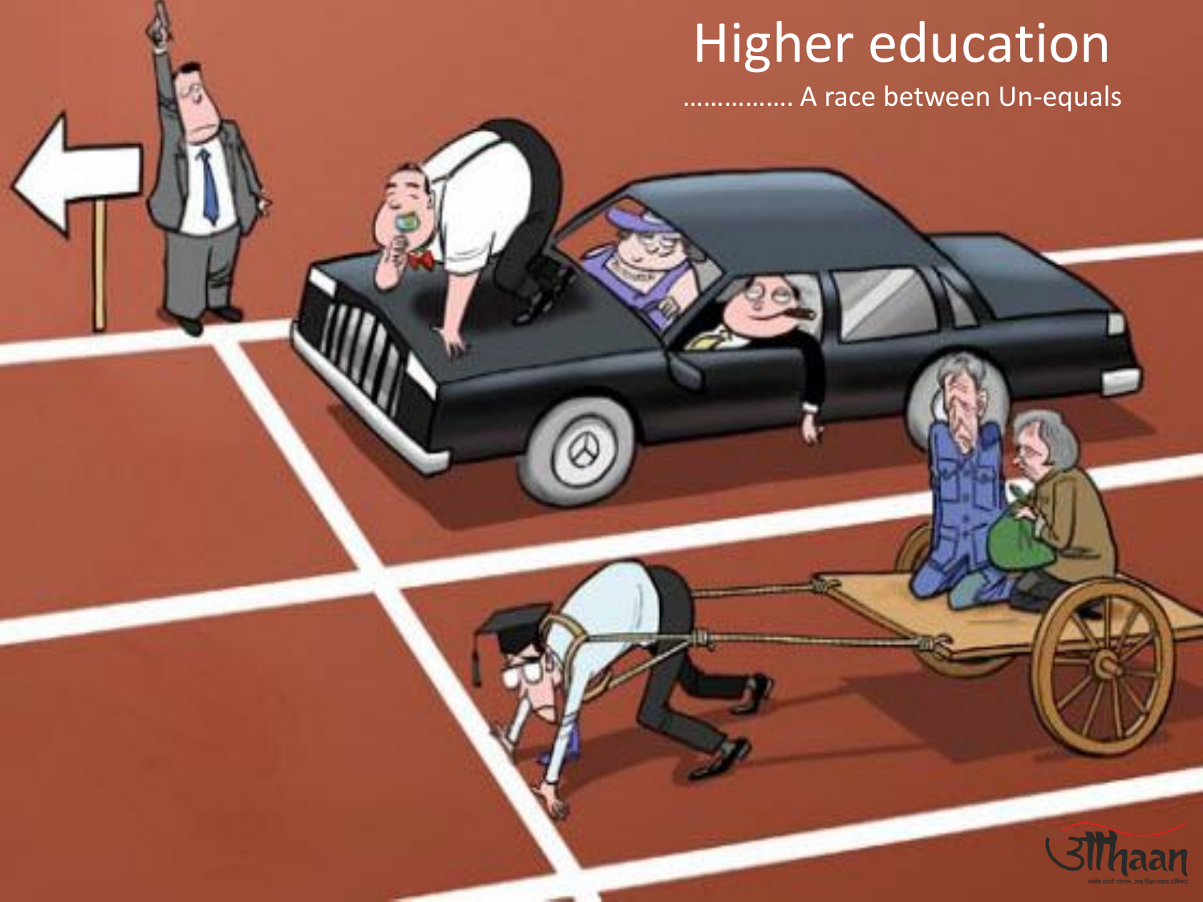# Higher education

……………. A race between Un-equals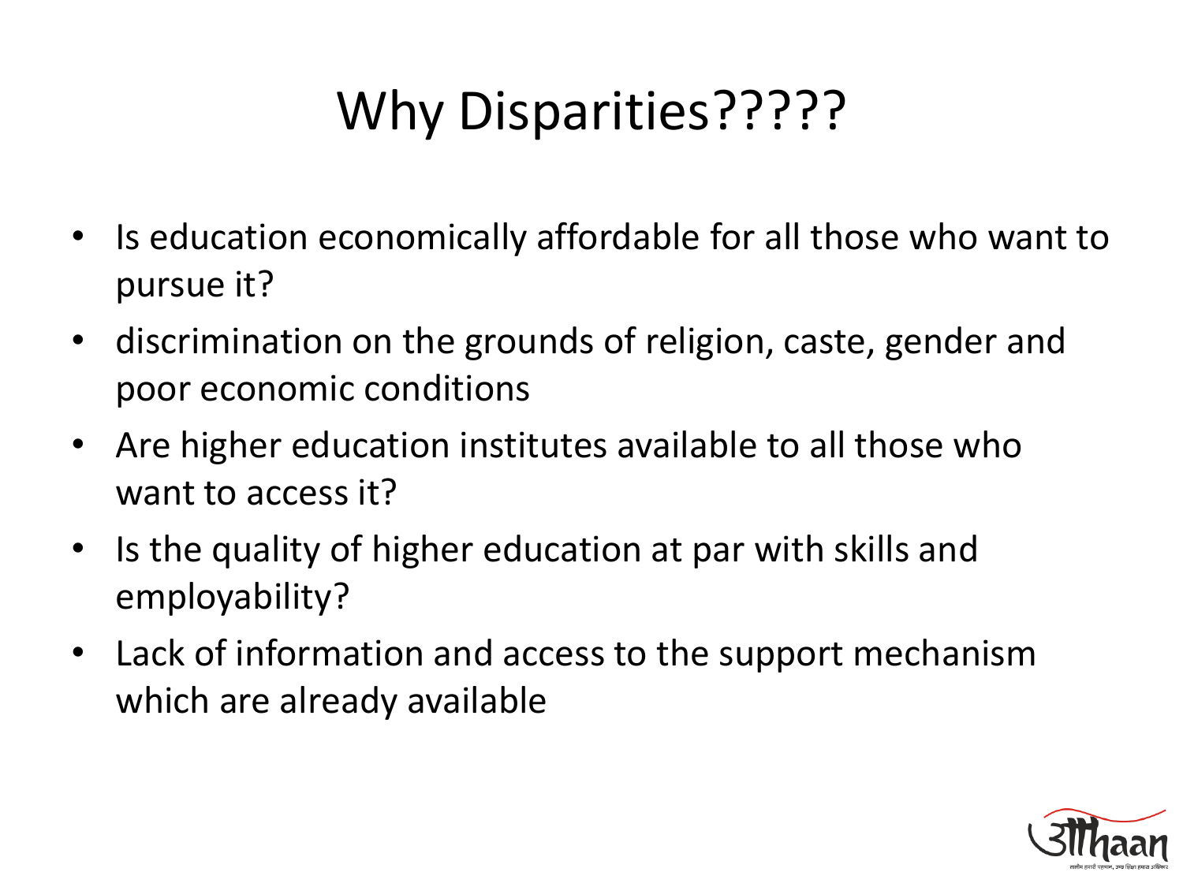# Why Disparities?????

- Is education economically affordable for all those who want to pursue it?
- discrimination on the grounds of religion, caste, gender and poor economic conditions
- Are higher education institutes available to all those who want to access it?
- Is the quality of higher education at par with skills and employability?
- Lack of information and access to the support mechanism which are already available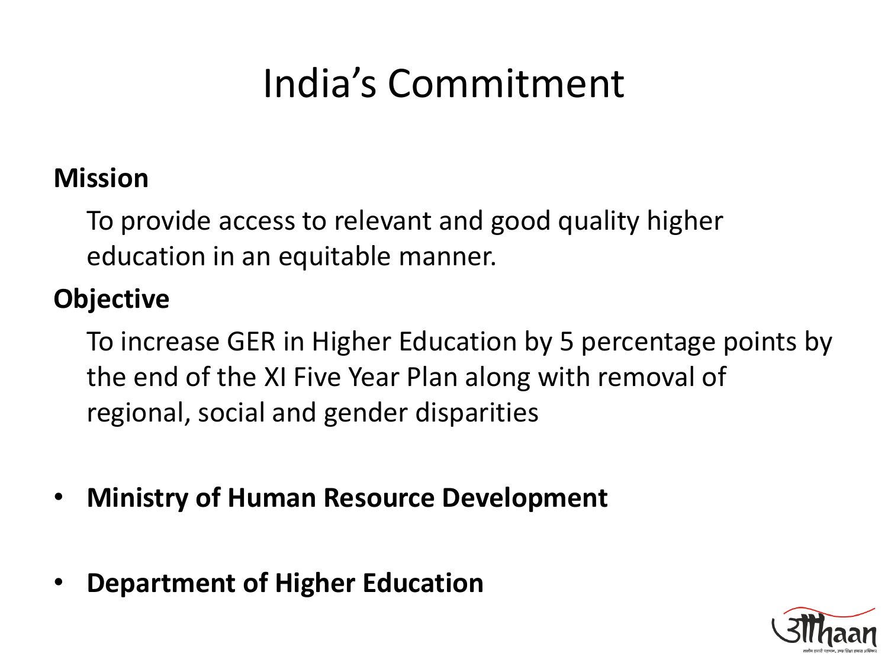# India's Commitment

**Mission**

To provide access to relevant and good quality higher education in an equitable manner.

**Objective**

To increase GER in Higher Education by 5 percentage points by the end of the XI Five Year Plan along with removal of regional, social and gender disparities

- **Ministry of Human Resource Development**
- **Department of Higher Education**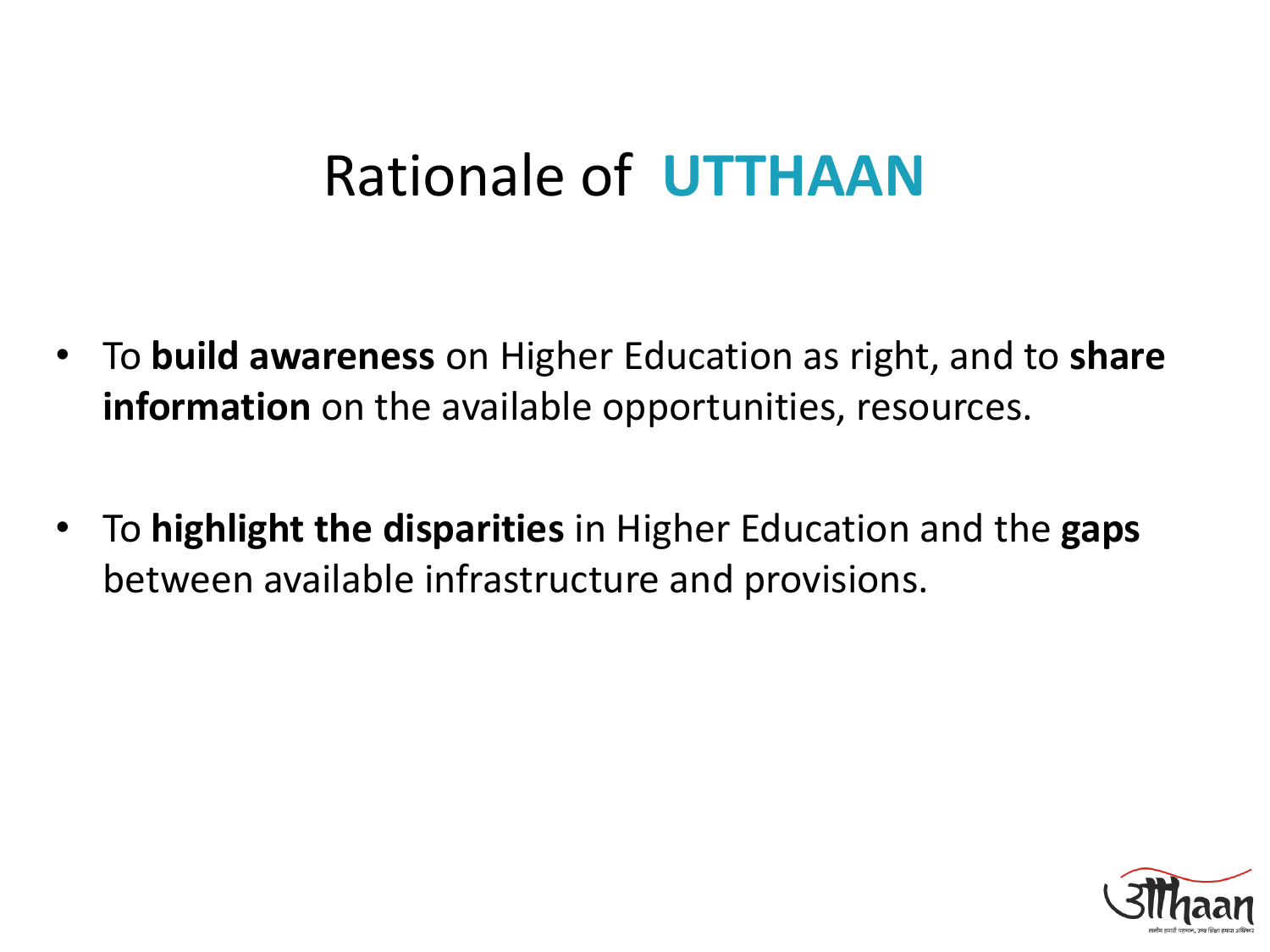# Rationale of **UTTHAAN**

- To **build awareness** on Higher Education as right, and to **share information** on the available opportunities, resources.

- To **highlight the disparities** in Higher Education and the **gaps** between available infrastructure and provisions.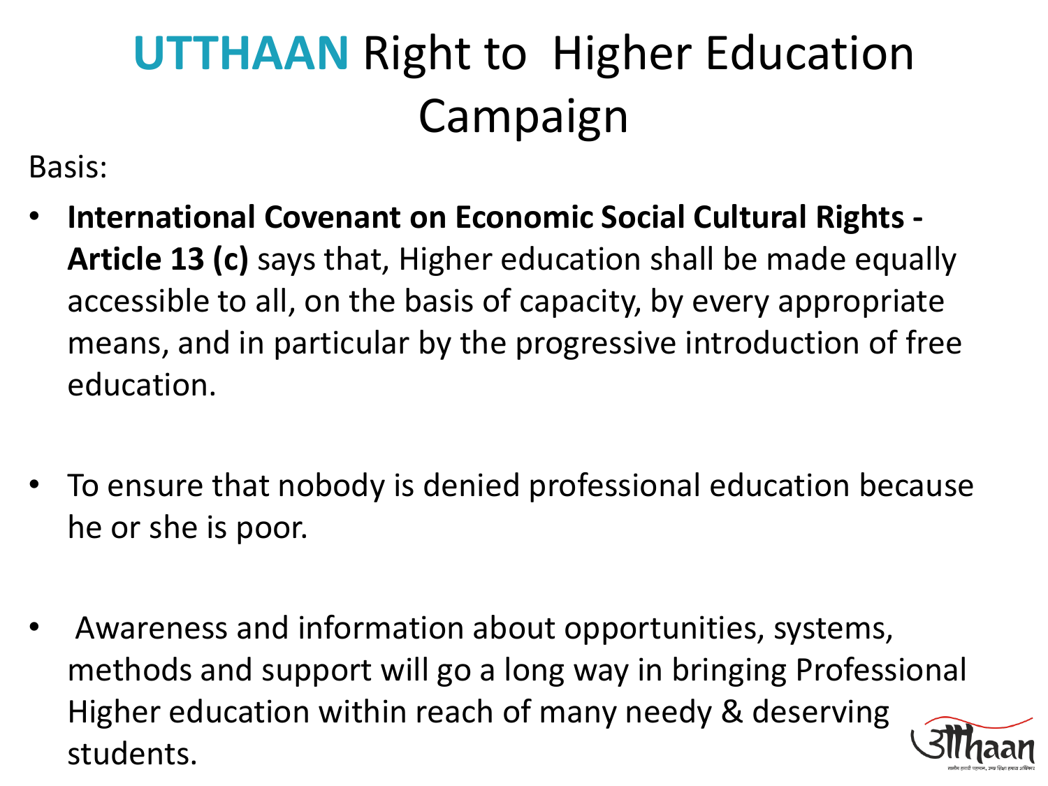# **UTTHAAN** Right to Higher Education Campaign

Basis:

- **International Covenant on Economic Social Cultural Rights - Article 13 (c)** says that, Higher education shall be made equally accessible to all, on the basis of capacity, by every appropriate means, and in particular by the progressive introduction of free education.
- To ensure that nobody is denied professional education because he or she is poor.
- Awareness and information about opportunities, systems, methods and support will go a long way in bringing Professional Higher education within reach of many needy & deserving students.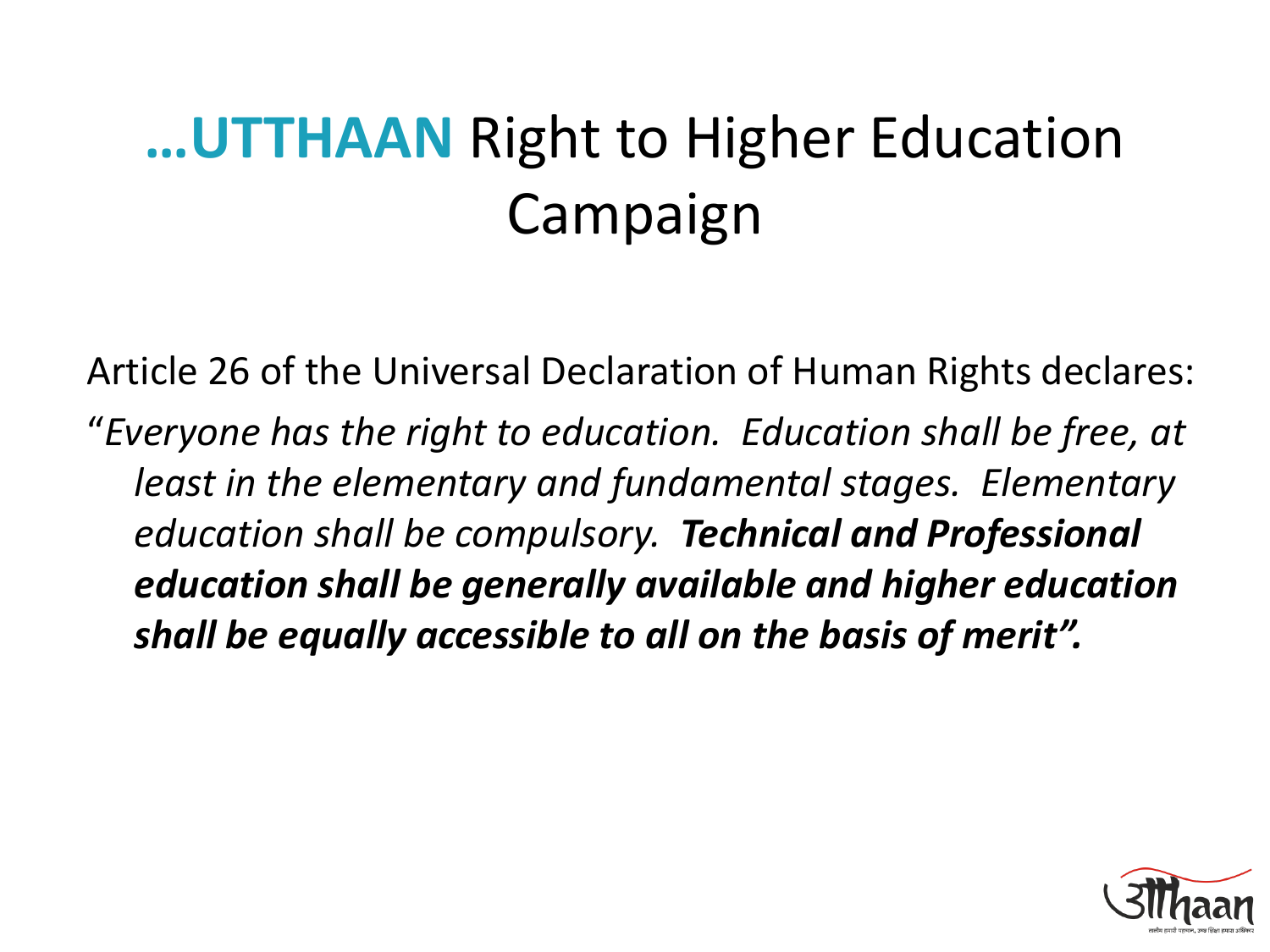# **…UTTHAAN** Right to Higher Education Campaign

Article 26 of the Universal Declaration of Human Rights declares:

"*Everyone has the right to education. Education shall be free, at least in the elementary and fundamental stages. Elementary education shall be compulsory.* ***Technical and Professional education shall be generally available and higher education shall be equally accessible to all on the basis of merit".***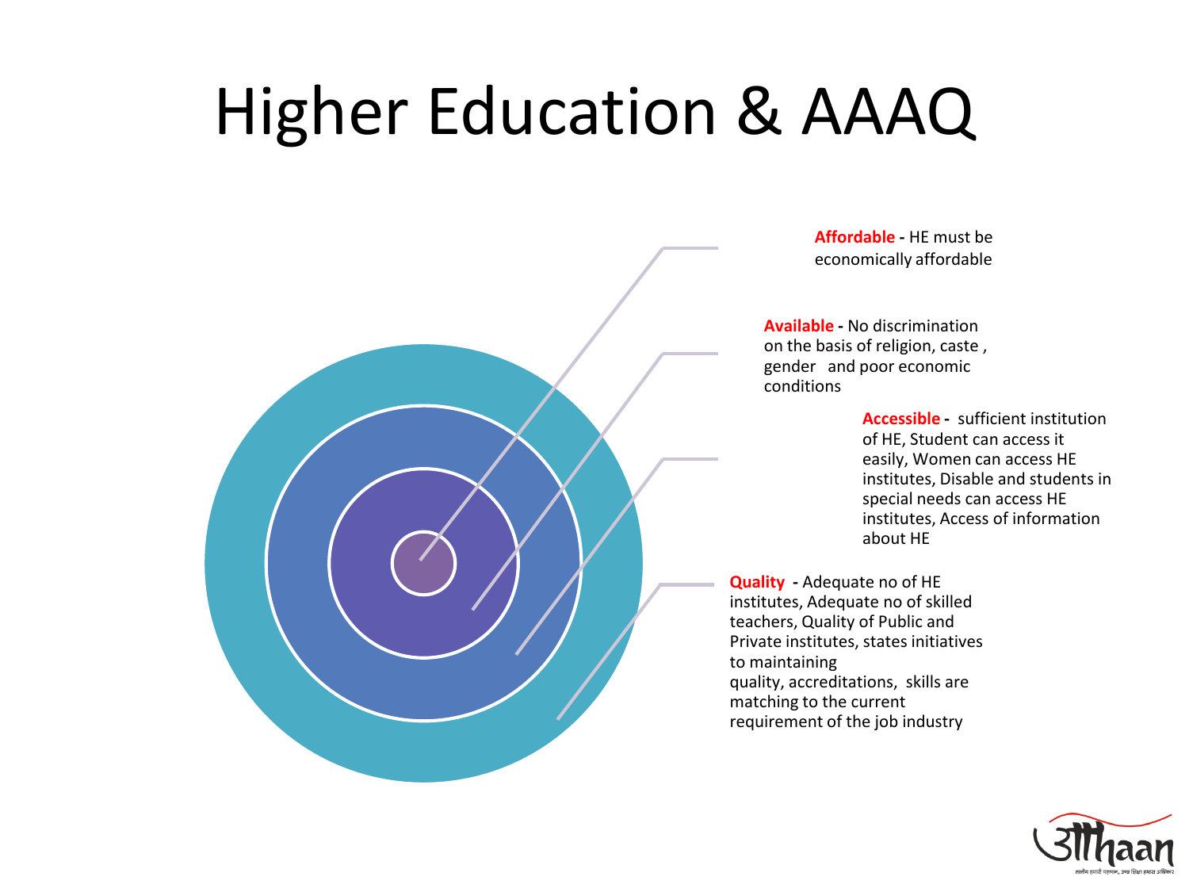# Higher Education & AAAQ

**Affordable -** HE must be economically affordable

**Available -** No discrimination on the basis of religion, caste , gender and poor economic conditions

**Accessible -** sufficient institution of HE, Student can access it easily, Women can access HE institutes, Disable and students in special needs can access HE institutes, Access of information about HE

**Quality -** Adequate no of HE institutes, Adequate no of skilled teachers, Quality of Public and Private institutes, states initiatives to maintaining quality, accreditations, skills are matching to the current requirement of the job industry